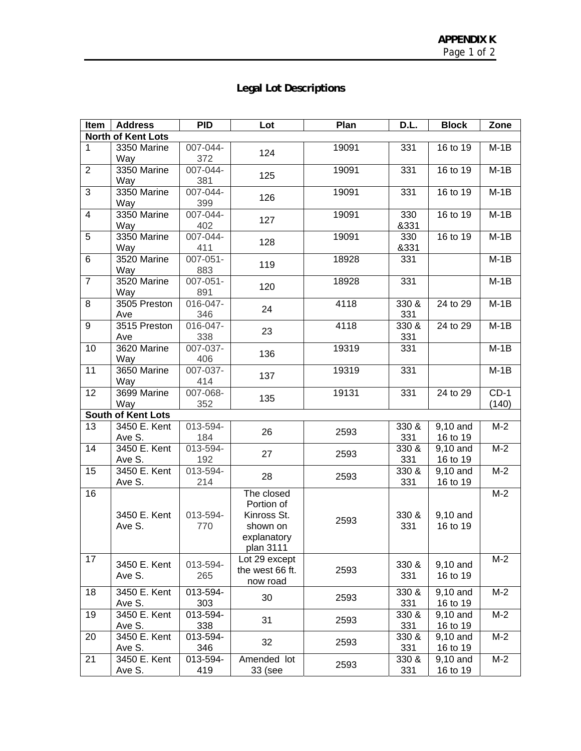# APPENDIX K

## Legal Lot Descriptions

| Item | Address | PID | Lot | Plan | D.L. | Block | Zone |
|---|---|---|---|---|---|---|---|
| **North of Kent Lots** | | | | | | | |
| 1 | 3350 Marine Way | 007-044-372 | 124 | 19091 | 331 | 16 to 19 | M-1B |
| 2 | 3350 Marine Way | 007-044-381 | 125 | 19091 | 331 | 16 to 19 | M-1B |
| 3 | 3350 Marine Way | 007-044-399 | 126 | 19091 | 331 | 16 to 19 | M-1B |
| 4 | 3350 Marine Way | 007-044-402 | 127 | 19091 | 330 &331 | 16 to 19 | M-1B |
| 5 | 3350 Marine Way | 007-044-411 | 128 | 19091 | 330 &331 | 16 to 19 | M-1B |
| 6 | 3520 Marine Way | 007-051-883 | 119 | 18928 | 331 | | M-1B |
| 7 | 3520 Marine Way | 007-051-891 | 120 | 18928 | 331 | | M-1B |
| 8 | 3505 Preston Ave | 016-047-346 | 24 | 4118 | 330 & 331 | 24 to 29 | M-1B |
| 9 | 3515 Preston Ave | 016-047-338 | 23 | 4118 | 330 & 331 | 24 to 29 | M-1B |
| 10 | 3620 Marine Way | 007-037-406 | 136 | 19319 | 331 | | M-1B |
| 11 | 3650 Marine Way | 007-037-414 | 137 | 19319 | 331 | | M-1B |
| 12 | 3699 Marine Way | 007-068-352 | 135 | 19131 | 331 | 24 to 29 | CD-1 (140) |
| **South of Kent Lots** | | | | | | | |
| 13 | 3450 E. Kent Ave S. | 013-594-184 | 26 | 2593 | 330 & 331 | 9,10 and 16 to 19 | M-2 |
| 14 | 3450 E. Kent Ave S. | 013-594-192 | 27 | 2593 | 330 & 331 | 9,10 and 16 to 19 | M-2 |
| 15 | 3450 E. Kent Ave S. | 013-594-214 | 28 | 2593 | 330 & 331 | 9,10 and 16 to 19 | M-2 |
| 16 | 3450 E. Kent Ave S. | 013-594-770 | The closed Portion of Kinross St. shown on explanatory plan 3111 | 2593 | 330 & 331 | 9,10 and 16 to 19 | M-2 |
| 17 | 3450 E. Kent Ave S. | 013-594-265 | Lot 29 except the west 66 ft. now road | 2593 | 330 & 331 | 9,10 and 16 to 19 | M-2 |
| 18 | 3450 E. Kent Ave S. | 013-594-303 | 30 | 2593 | 330 & 331 | 9,10 and 16 to 19 | M-2 |
| 19 | 3450 E. Kent Ave S. | 013-594-338 | 31 | 2593 | 330 & 331 | 9,10 and 16 to 19 | M-2 |
| 20 | 3450 E. Kent Ave S. | 013-594-346 | 32 | 2593 | 330 & 331 | 9,10 and 16 to 19 | M-2 |
| 21 | 3450 E. Kent Ave S. | 013-594-419 | Amended lot 33 (see | 2593 | 330 & 331 | 9,10 and 16 to 19 | M-2 |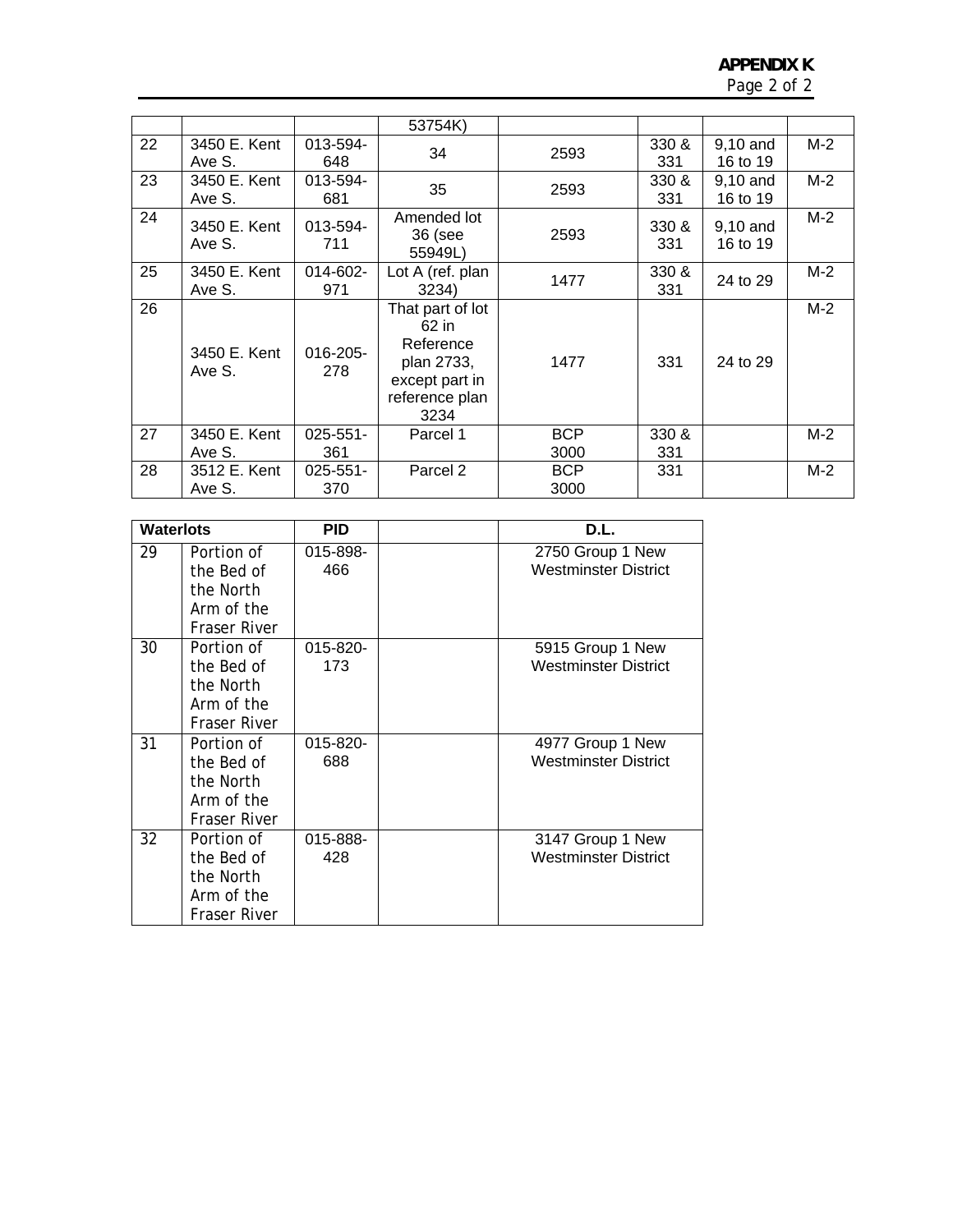**APPENDIX K**

| | | | | | | | |
|---|---|---|---|---|---|---|---|
| | | | 53754K) | | | | |
| 22 | 3450 E. Kent Ave S. | 013-594-648 | 34 | 2593 | 330 & 331 | 9,10 and 16 to 19 | M-2 |
| 23 | 3450 E. Kent Ave S. | 013-594-681 | 35 | 2593 | 330 & 331 | 9,10 and 16 to 19 | M-2 |
| 24 | 3450 E. Kent Ave S. | 013-594-711 | Amended lot 36 (see 55949L) | 2593 | 330 & 331 | 9,10 and 16 to 19 | M-2 |
| 25 | 3450 E. Kent Ave S. | 014-602-971 | Lot A (ref. plan 3234) | 1477 | 330 & 331 | 24 to 29 | M-2 |
| 26 | 3450 E. Kent Ave S. | 016-205-278 | That part of lot 62 in Reference plan 2733, except part in reference plan 3234 | 1477 | 331 | 24 to 29 | M-2 |
| 27 | 3450 E. Kent Ave S. | 025-551-361 | Parcel 1 | BCP 3000 | 330 & 331 | | M-2 |
| 28 | 3512 E. Kent Ave S. | 025-551-370 | Parcel 2 | BCP 3000 | 331 | | M-2 |

| Waterlots | | PID | | D.L. |
|---|---|---|---|---|
| 29 | Portion of the Bed of the North Arm of the Fraser River | 015-898-466 | | 2750 Group 1 New Westminster District |
| 30 | Portion of the Bed of the North Arm of the Fraser River | 015-820-173 | | 5915 Group 1 New Westminster District |
| 31 | Portion of the Bed of the North Arm of the Fraser River | 015-820-688 | | 4977 Group 1 New Westminster District |
| 32 | Portion of the Bed of the North Arm of the Fraser River | 015-888-428 | | 3147 Group 1 New Westminster District |